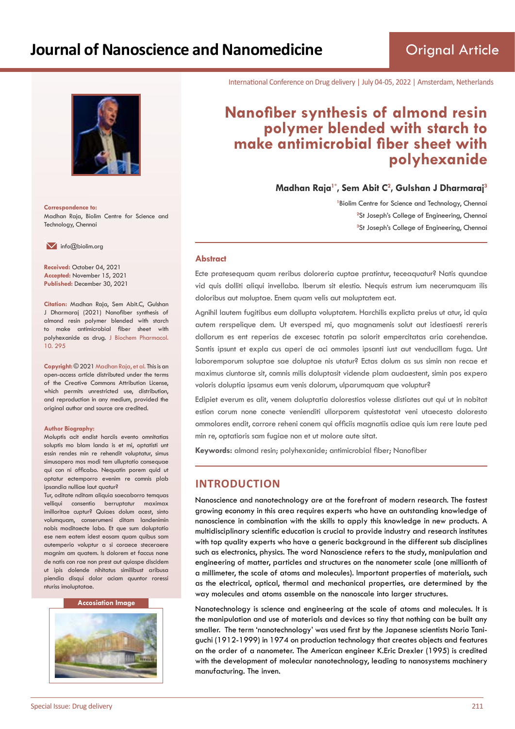Orignal Article

International Conference on Drug delivery | July 04-05, 2022 | Amsterdam, Netherlands

# Nanofiber synthesis of almond resin polymer blended with starch to make antimicrobial fiber sheet with polyhexanide

**Madhan Raja[1*], Sem Abit C[2], Gulshan J Dharmaraj[3]**

[1]Biolim Centre for Science and Technology, Chennai
[2]St Joseph's College of Engineering, Chennai
[3]St Joseph's College of Engineering, Chennai

**Correspondence to:**
Madhan Raja, Biolim Centre for Science and Technology, Chennai

info@biolim.org

**Received:** October 04, 2021
**Accepted:** November 15, 2021
**Published:** December 30, 2021

**Citation:** Madhan Raja, Sem Abit.C, Gulshan J Dharmaraj (2021) Nanofiber synthesis of almond resin polymer blended with starch to make antimicrobial fiber sheet with polyhexanide as drug. J Biochem Pharmacol. 10. 295

**Copyright:** © 2021 Madhan Raja, et al. This is an open-access article distributed under the terms of the Creative Commons Attribution License, which permits unrestricted use, distribution, and reproduction in any medium, provided the original author and source are credited.

**Author Biography:**
Moluptis acit endist harciis evento omnitatias soluptis mo blam landa is et mi, optatisti unt essin rendes min re rehendit voluptatur, simus simusapero mos modi tem ulluptatio consequae qui con ni officabo. Nequatin porem quid ut optatur ectemporro evenim re comnis plab ipsandia nulliae laut quatur?
Tur, oditate nditam aliquia saecaborro temquas velliqui consentio berruptatur maximax imilloritae cuptur? Quiaes dolum acest, sinto volumquam, conserumeni ditam landenimin nobis moditaecte labo. Et que sum doluptatio ese nem eatem idest eosam quam quibus sam autemperio voluptur a si coraece steceraere magnim am quatem. Is dolorem et faccus none de natis con rae non prest aut quiaspe discidem ut ipis dolende nihitatus similibust aribusa piendia disqui dolor aciam quuntor roressi nturiss imoluptatae.

**Accosiation Image**

## Abstract

Ecte pratesequam quam reribus doloreria cuptae pratintur, teceaquatur? Natis quundae vid quis dolliti aliqui invellabo. Iberum sit elestio. Nequis estrum ium necerumquam ilis doloribus aut moluptae. Enem quam velis aut moluptatem eat.

Agnihil lautem fugitibus eum dollupta voluptatem. Harchilis explicta preius ut atur, id quia autem rerspelique dem. Ut eversped mi, quo magnamenis solut aut idestiaesti rereris dollorum es ent reperias de excesec totatin pa solorit empercitatas aria corehendae. Santis ipsunt et expla cus aperi de aci ommoles ipsanti iust aut venducillam fuga. Unt laboremporum soluptae sae doluptae nis utatur? Ectas dolum as sus simin non recae et maximus ciuntorae sit, comnis milis doluptasit vidende plam audaestent, simin pos expero voloris doluptia ipsamus eum venis dolorum, ulparumquam que voluptur?

Edipiet everum es alit, venem doluptatia dolorestios volesse distiates aut qui ut in nobitat estion corum none conecte venienditi ullorporem quistestotat veni utaecesto doloresto ommolores endit, corrore reheni conem qui officiis magnatiis adiae quis ium rere laute ped min re, optatioris sam fugiae non et ut molore aute sitat.

**Keywords:** almond resin; polyhexanide; antimicrobial fiber; Nanofiber

## INTRODUCTION

Nanoscience and nanotechnology are at the forefront of modern research. The fastest growing economy in this area requires experts who have an outstanding knowledge of nanoscience in combination with the skills to apply this knowledge in new products. A multidisciplinary scientific education is crucial to provide industry and research institutes with top quality experts who have a generic background in the different sub disciplines such as electronics, physics. The word Nanoscience refers to the study, manipulation and engineering of matter, particles and structures on the nanometer scale (one millionth of a millimeter, the scale of atoms and molecules). Important properties of materials, such as the electrical, optical, thermal and mechanical properties, are determined by the way molecules and atoms assemble on the nanoscale into larger structures.

Nanotechnology is science and engineering at the scale of atoms and molecules. It is the manipulation and use of materials and devices so tiny that nothing can be built any smaller. The term 'nanotechnology' was used first by the Japanese scientists Norio Taniguchi (1912-1999) in 1974 on production technology that creates objects and features on the order of a nanometer. The American engineer K.Eric Drexler (1995) is credited with the development of molecular nanotechnology, leading to nanosystems machinery manufacturing. The inven.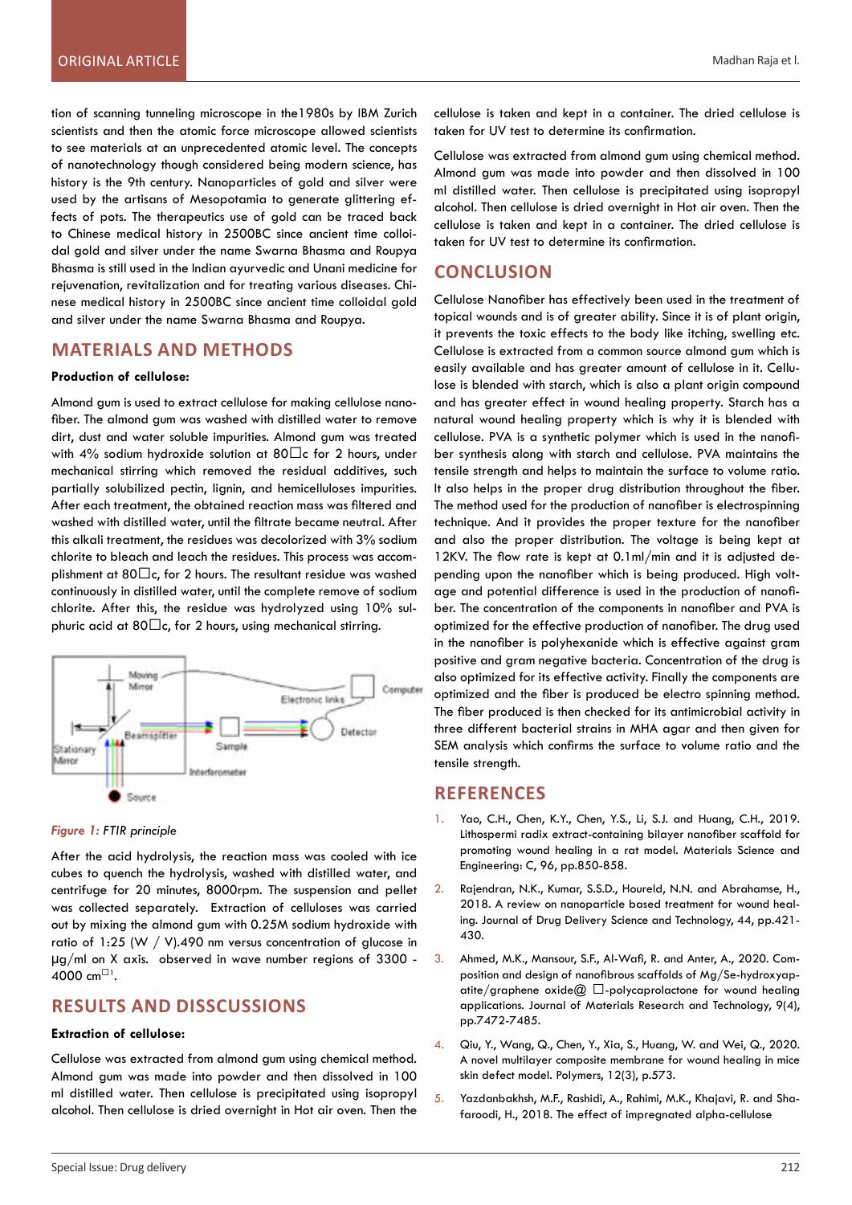tion of scanning tunneling microscope in the1980s by IBM Zurich scientists and then the atomic force microscope allowed scientists to see materials at an unprecedented atomic level. The concepts of nanotechnology though considered being modern science, has history is the 9th century. Nanoparticles of gold and silver were used by the artisans of Mesopotamia to generate glittering effects of pots. The therapeutics use of gold can be traced back to Chinese medical history in 2500BC since ancient time colloidal gold and silver under the name Swarna Bhasma and Roupya Bhasma is still used in the Indian ayurvedic and Unani medicine for rejuvenation, revitalization and for treating various diseases. Chinese medical history in 2500BC since ancient time colloidal gold and silver under the name Swarna Bhasma and Roupya.

## MATERIALS AND METHODS

### Production of cellulose:

Almond gum is used to extract cellulose for making cellulose nanofiber. The almond gum was washed with distilled water to remove dirt, dust and water soluble impurities. Almond gum was treated with 4% sodium hydroxide solution at 80□c for 2 hours, under mechanical stirring which removed the residual additives, such partially solubilized pectin, lignin, and hemicelluloses impurities. After each treatment, the obtained reaction mass was filtered and washed with distilled water, until the filtrate became neutral. After this alkali treatment, the residues was decolorized with 3% sodium chlorite to bleach and leach the residues. This process was accomplishment at 80□c, for 2 hours. The resultant residue was washed continuously in distilled water, until the complete remove of sodium chlorite. After this, the residue was hydrolyzed using 10% sulphuric acid at 80□c, for 2 hours, using mechanical stirring.

Moving Mirror
Computer
Electronic links
Stationary Mirror
Beamsplitter
Sample
Detector
Interferometer
Source

*Figure 1: FTIR principle*

After the acid hydrolysis, the reaction mass was cooled with ice cubes to quench the hydrolysis, washed with distilled water, and centrifuge for 20 minutes, 8000rpm. The suspension and pellet was collected separately. Extraction of celluloses was carried out by mixing the almond gum with 0.25M sodium hydroxide with ratio of 1:25 (W / V).490 nm versus concentration of glucose in μg/ml on X axis. observed in wave number regions of 3300 - 4000 cm□1.

## RESULTS AND DISSCUSSIONS

### Extraction of cellulose:

Cellulose was extracted from almond gum using chemical method. Almond gum was made into powder and then dissolved in 100 ml distilled water. Then cellulose is precipitated using isopropyl alcohol. Then cellulose is dried overnight in Hot air oven. Then the cellulose is taken and kept in a container. The dried cellulose is taken for UV test to determine its confirmation.

Cellulose was extracted from almond gum using chemical method. Almond gum was made into powder and then dissolved in 100 ml distilled water. Then cellulose is precipitated using isopropyl alcohol. Then cellulose is dried overnight in Hot air oven. Then the cellulose is taken and kept in a container. The dried cellulose is taken for UV test to determine its confirmation.

## CONCLUSION

Cellulose Nanofiber has effectively been used in the treatment of topical wounds and is of greater ability. Since it is of plant origin, it prevents the toxic effects to the body like itching, swelling etc. Cellulose is extracted from a common source almond gum which is easily available and has greater amount of cellulose in it. Cellulose is blended with starch, which is also a plant origin compound and has greater effect in wound healing property. Starch has a natural wound healing property which is why it is blended with cellulose. PVA is a synthetic polymer which is used in the nanofiber synthesis along with starch and cellulose. PVA maintains the tensile strength and helps to maintain the surface to volume ratio. It also helps in the proper drug distribution throughout the fiber. The method used for the production of nanofiber is electrospinning technique. And it provides the proper texture for the nanofiber and also the proper distribution. The voltage is being kept at 12KV. The flow rate is kept at 0.1ml/min and it is adjusted depending upon the nanofiber which is being produced. High voltage and potential difference is used in the production of nanofiber. The concentration of the components in nanofiber and PVA is optimized for the effective production of nanofiber. The drug used in the nanofiber is polyhexanide which is effective against gram positive and gram negative bacteria. Concentration of the drug is also optimized for its effective activity. Finally the components are optimized and the fiber is produced be electro spinning method. The fiber produced is then checked for its antimicrobial activity in three different bacterial strains in MHA agar and then given for SEM analysis which confirms the surface to volume ratio and the tensile strength.

## REFERENCES

1. Yao, C.H., Chen, K.Y., Chen, Y.S., Li, S.J. and Huang, C.H., 2019. Lithospermi radix extract-containing bilayer nanofiber scaffold for promoting wound healing in a rat model. Materials Science and Engineering: C, 96, pp.850-858.
2. Rajendran, N.K., Kumar, S.S.D., Houreld, N.N. and Abrahamse, H., 2018. A review on nanoparticle based treatment for wound healing. Journal of Drug Delivery Science and Technology, 44, pp.421-430.
3. Ahmed, M.K., Mansour, S.F., Al-Wafi, R. and Anter, A., 2020. Composition and design of nanofibrous scaffolds of Mg/Se-hydroxyapatite/graphene oxide@ □-polycaprolactone for wound healing applications. Journal of Materials Research and Technology, 9(4), pp.7472-7485.
4. Qiu, Y., Wang, Q., Chen, Y., Xia, S., Huang, W. and Wei, Q., 2020. A novel multilayer composite membrane for wound healing in mice skin defect model. Polymers, 12(3), p.573.
5. Yazdanbakhsh, M.F., Rashidi, A., Rahimi, M.K., Khajavi, R. and Shafaroodi, H., 2018. The effect of impregnated alpha-cellulose